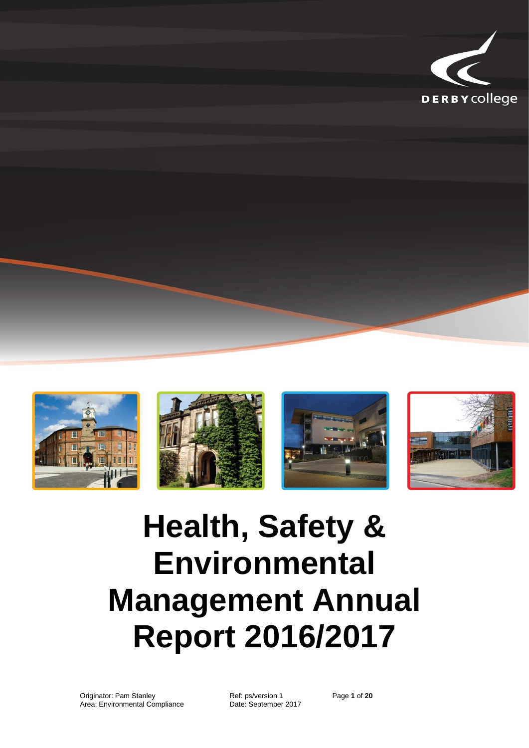DERBY college

# Health, Safety & Environmental Management Annual Report 2016/2017

Originator: Pam Stanley
Area: Environmental Compliance

Ref: ps/version 1
Date: September 2017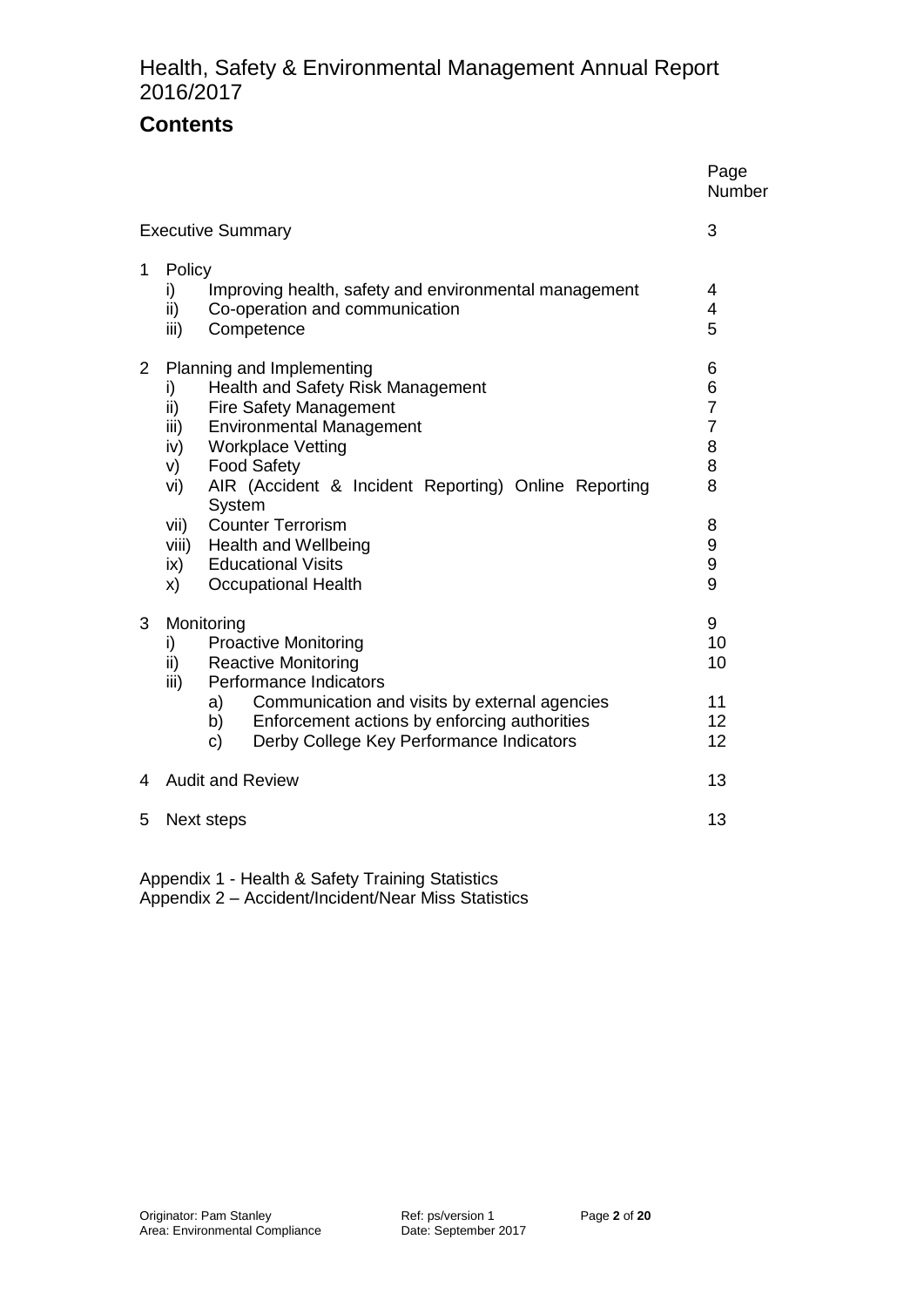# Health, Safety & Environmental Management Annual Report 2016/2017

## Contents

| | | | Page Number |
|---|---|---|---|
| | Executive Summary | | 3 |
| 1 | Policy | | |
| | i) | Improving health, safety and environmental management | 4 |
| | ii) | Co-operation and communication | 4 |
| | iii) | Competence | 5 |
| 2 | Planning and Implementing | | 6 |
| | i) | Health and Safety Risk Management | 6 |
| | ii) | Fire Safety Management | 7 |
| | iii) | Environmental Management | 7 |
| | iv) | Workplace Vetting | 8 |
| | v) | Food Safety | 8 |
| | vi) | AIR (Accident & Incident Reporting) Online Reporting System | 8 |
| | vii) | Counter Terrorism | 8 |
| | viii) | Health and Wellbeing | 9 |
| | ix) | Educational Visits | 9 |
| | x) | Occupational Health | 9 |
| 3 | Monitoring | | 9 |
| | i) | Proactive Monitoring | 10 |
| | ii) | Reactive Monitoring | 10 |
| | iii) | Performance Indicators | |
| | | a) Communication and visits by external agencies | 11 |
| | | b) Enforcement actions by enforcing authorities | 12 |
| | | c) Derby College Key Performance Indicators | 12 |
| 4 | Audit and Review | | 13 |
| 5 | Next steps | | 13 |

Appendix 1 - Health & Safety Training Statistics
Appendix 2 – Accident/Incident/Near Miss Statistics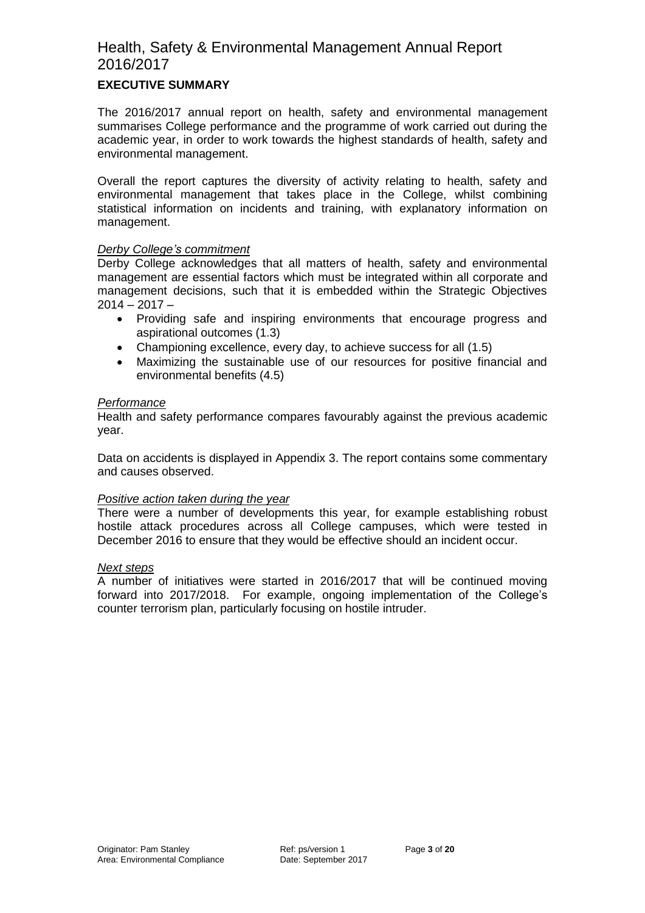# Health, Safety & Environmental Management Annual Report 2016/2017

## EXECUTIVE SUMMARY

The 2016/2017 annual report on health, safety and environmental management summarises College performance and the programme of work carried out during the academic year, in order to work towards the highest standards of health, safety and environmental management.

Overall the report captures the diversity of activity relating to health, safety and environmental management that takes place in the College, whilst combining statistical information on incidents and training, with explanatory information on management.

*Derby College's commitment*

Derby College acknowledges that all matters of health, safety and environmental management are essential factors which must be integrated within all corporate and management decisions, such that it is embedded within the Strategic Objectives 2014 – 2017 –

- Providing safe and inspiring environments that encourage progress and aspirational outcomes (1.3)
- Championing excellence, every day, to achieve success for all (1.5)
- Maximizing the sustainable use of our resources for positive financial and environmental benefits (4.5)

*Performance*

Health and safety performance compares favourably against the previous academic year.

Data on accidents is displayed in Appendix 3. The report contains some commentary and causes observed.

*Positive action taken during the year*

There were a number of developments this year, for example establishing robust hostile attack procedures across all College campuses, which were tested in December 2016 to ensure that they would be effective should an incident occur.

*Next steps*

A number of initiatives were started in 2016/2017 that will be continued moving forward into 2017/2018. For example, ongoing implementation of the College's counter terrorism plan, particularly focusing on hostile intruder.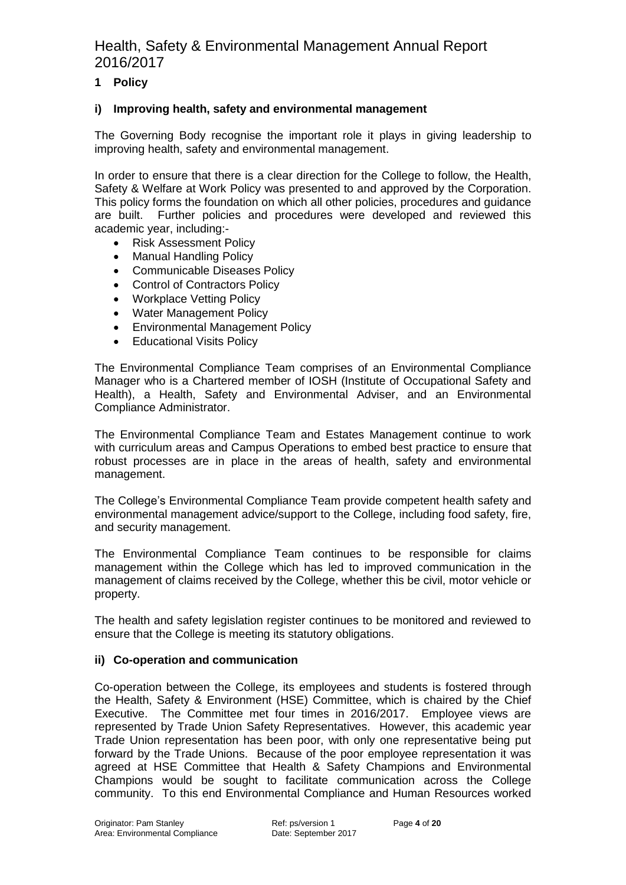# Health, Safety & Environmental Management Annual Report 2016/2017

## 1 Policy

### i) Improving health, safety and environmental management

The Governing Body recognise the important role it plays in giving leadership to improving health, safety and environmental management.

In order to ensure that there is a clear direction for the College to follow, the Health, Safety & Welfare at Work Policy was presented to and approved by the Corporation. This policy forms the foundation on which all other policies, procedures and guidance are built. Further policies and procedures were developed and reviewed this academic year, including:-

- Risk Assessment Policy
- Manual Handling Policy
- Communicable Diseases Policy
- Control of Contractors Policy
- Workplace Vetting Policy
- Water Management Policy
- Environmental Management Policy
- Educational Visits Policy

The Environmental Compliance Team comprises of an Environmental Compliance Manager who is a Chartered member of IOSH (Institute of Occupational Safety and Health), a Health, Safety and Environmental Adviser, and an Environmental Compliance Administrator.

The Environmental Compliance Team and Estates Management continue to work with curriculum areas and Campus Operations to embed best practice to ensure that robust processes are in place in the areas of health, safety and environmental management.

The College's Environmental Compliance Team provide competent health safety and environmental management advice/support to the College, including food safety, fire, and security management.

The Environmental Compliance Team continues to be responsible for claims management within the College which has led to improved communication in the management of claims received by the College, whether this be civil, motor vehicle or property.

The health and safety legislation register continues to be monitored and reviewed to ensure that the College is meeting its statutory obligations.

### ii) Co-operation and communication

Co-operation between the College, its employees and students is fostered through the Health, Safety & Environment (HSE) Committee, which is chaired by the Chief Executive. The Committee met four times in 2016/2017. Employee views are represented by Trade Union Safety Representatives. However, this academic year Trade Union representation has been poor, with only one representative being put forward by the Trade Unions. Because of the poor employee representation it was agreed at HSE Committee that Health & Safety Champions and Environmental Champions would be sought to facilitate communication across the College community. To this end Environmental Compliance and Human Resources worked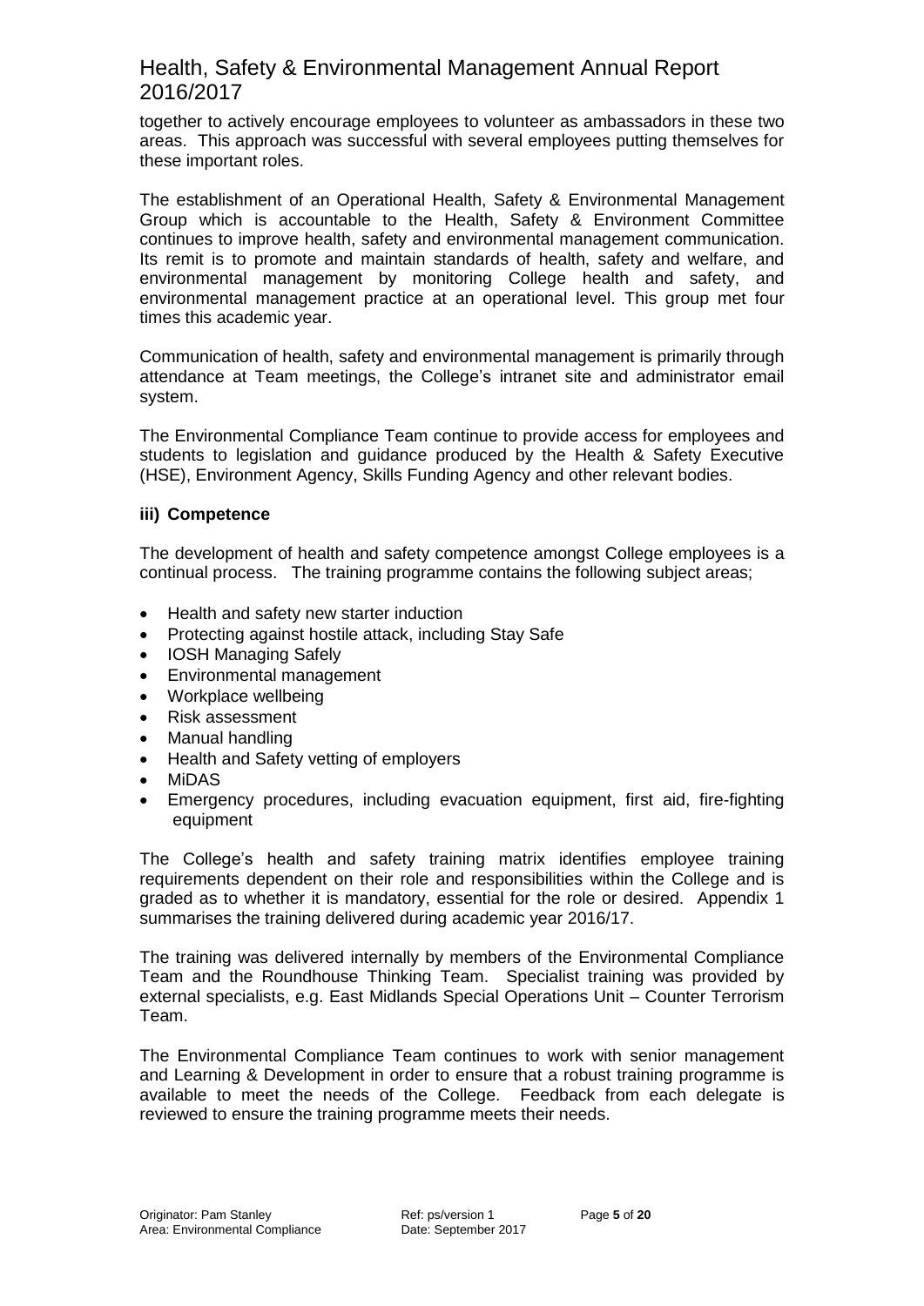together to actively encourage employees to volunteer as ambassadors in these two areas. This approach was successful with several employees putting themselves for these important roles.

The establishment of an Operational Health, Safety & Environmental Management Group which is accountable to the Health, Safety & Environment Committee continues to improve health, safety and environmental management communication. Its remit is to promote and maintain standards of health, safety and welfare, and environmental management by monitoring College health and safety, and environmental management practice at an operational level. This group met four times this academic year.

Communication of health, safety and environmental management is primarily through attendance at Team meetings, the College's intranet site and administrator email system.

The Environmental Compliance Team continue to provide access for employees and students to legislation and guidance produced by the Health & Safety Executive (HSE), Environment Agency, Skills Funding Agency and other relevant bodies.

### iii) Competence

The development of health and safety competence amongst College employees is a continual process. The training programme contains the following subject areas;

- Health and safety new starter induction
- Protecting against hostile attack, including Stay Safe
- IOSH Managing Safely
- Environmental management
- Workplace wellbeing
- Risk assessment
- Manual handling
- Health and Safety vetting of employers
- MiDAS
- Emergency procedures, including evacuation equipment, first aid, fire-fighting equipment

The College's health and safety training matrix identifies employee training requirements dependent on their role and responsibilities within the College and is graded as to whether it is mandatory, essential for the role or desired. Appendix 1 summarises the training delivered during academic year 2016/17.

The training was delivered internally by members of the Environmental Compliance Team and the Roundhouse Thinking Team. Specialist training was provided by external specialists, e.g. East Midlands Special Operations Unit – Counter Terrorism Team.

The Environmental Compliance Team continues to work with senior management and Learning & Development in order to ensure that a robust training programme is available to meet the needs of the College. Feedback from each delegate is reviewed to ensure the training programme meets their needs.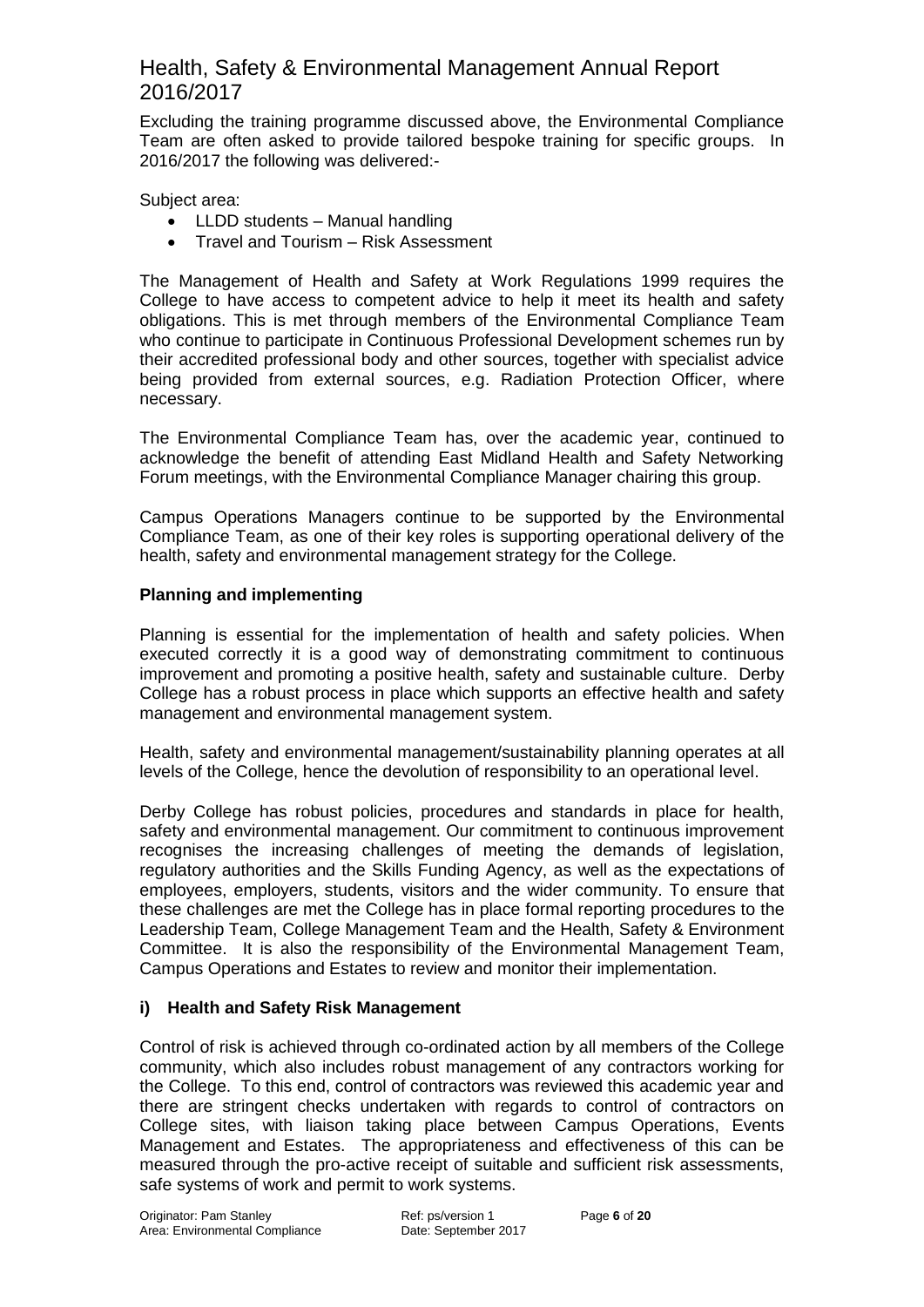Excluding the training programme discussed above, the Environmental Compliance Team are often asked to provide tailored bespoke training for specific groups. In 2016/2017 the following was delivered:-

Subject area:

- LLDD students – Manual handling
- Travel and Tourism – Risk Assessment

The Management of Health and Safety at Work Regulations 1999 requires the College to have access to competent advice to help it meet its health and safety obligations. This is met through members of the Environmental Compliance Team who continue to participate in Continuous Professional Development schemes run by their accredited professional body and other sources, together with specialist advice being provided from external sources, e.g. Radiation Protection Officer, where necessary.

The Environmental Compliance Team has, over the academic year, continued to acknowledge the benefit of attending East Midland Health and Safety Networking Forum meetings, with the Environmental Compliance Manager chairing this group.

Campus Operations Managers continue to be supported by the Environmental Compliance Team, as one of their key roles is supporting operational delivery of the health, safety and environmental management strategy for the College.

**Planning and implementing**

Planning is essential for the implementation of health and safety policies. When executed correctly it is a good way of demonstrating commitment to continuous improvement and promoting a positive health, safety and sustainable culture. Derby College has a robust process in place which supports an effective health and safety management and environmental management system.

Health, safety and environmental management/sustainability planning operates at all levels of the College, hence the devolution of responsibility to an operational level.

Derby College has robust policies, procedures and standards in place for health, safety and environmental management. Our commitment to continuous improvement recognises the increasing challenges of meeting the demands of legislation, regulatory authorities and the Skills Funding Agency, as well as the expectations of employees, employers, students, visitors and the wider community. To ensure that these challenges are met the College has in place formal reporting procedures to the Leadership Team, College Management Team and the Health, Safety & Environment Committee. It is also the responsibility of the Environmental Management Team, Campus Operations and Estates to review and monitor their implementation.

**i) Health and Safety Risk Management**

Control of risk is achieved through co-ordinated action by all members of the College community, which also includes robust management of any contractors working for the College. To this end, control of contractors was reviewed this academic year and there are stringent checks undertaken with regards to control of contractors on College sites, with liaison taking place between Campus Operations, Events Management and Estates. The appropriateness and effectiveness of this can be measured through the pro-active receipt of suitable and sufficient risk assessments, safe systems of work and permit to work systems.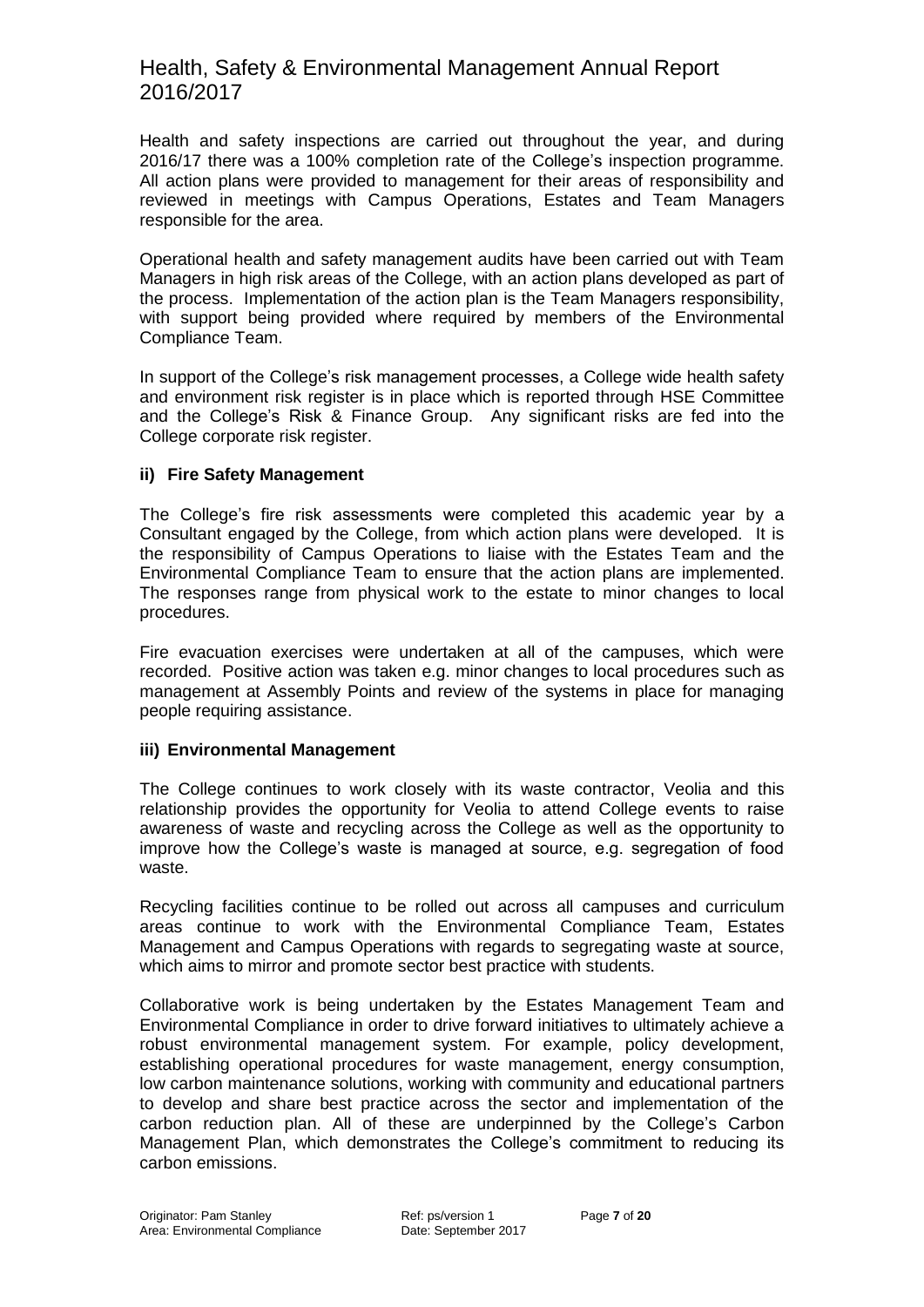Health and safety inspections are carried out throughout the year, and during 2016/17 there was a 100% completion rate of the College's inspection programme. All action plans were provided to management for their areas of responsibility and reviewed in meetings with Campus Operations, Estates and Team Managers responsible for the area.

Operational health and safety management audits have been carried out with Team Managers in high risk areas of the College, with an action plans developed as part of the process. Implementation of the action plan is the Team Managers responsibility, with support being provided where required by members of the Environmental Compliance Team.

In support of the College's risk management processes, a College wide health safety and environment risk register is in place which is reported through HSE Committee and the College's Risk & Finance Group. Any significant risks are fed into the College corporate risk register.

### ii) Fire Safety Management

The College's fire risk assessments were completed this academic year by a Consultant engaged by the College, from which action plans were developed. It is the responsibility of Campus Operations to liaise with the Estates Team and the Environmental Compliance Team to ensure that the action plans are implemented. The responses range from physical work to the estate to minor changes to local procedures.

Fire evacuation exercises were undertaken at all of the campuses, which were recorded. Positive action was taken e.g. minor changes to local procedures such as management at Assembly Points and review of the systems in place for managing people requiring assistance.

### iii) Environmental Management

The College continues to work closely with its waste contractor, Veolia and this relationship provides the opportunity for Veolia to attend College events to raise awareness of waste and recycling across the College as well as the opportunity to improve how the College's waste is managed at source, e.g. segregation of food waste.

Recycling facilities continue to be rolled out across all campuses and curriculum areas continue to work with the Environmental Compliance Team, Estates Management and Campus Operations with regards to segregating waste at source, which aims to mirror and promote sector best practice with students.

Collaborative work is being undertaken by the Estates Management Team and Environmental Compliance in order to drive forward initiatives to ultimately achieve a robust environmental management system. For example, policy development, establishing operational procedures for waste management, energy consumption, low carbon maintenance solutions, working with community and educational partners to develop and share best practice across the sector and implementation of the carbon reduction plan. All of these are underpinned by the College's Carbon Management Plan, which demonstrates the College's commitment to reducing its carbon emissions.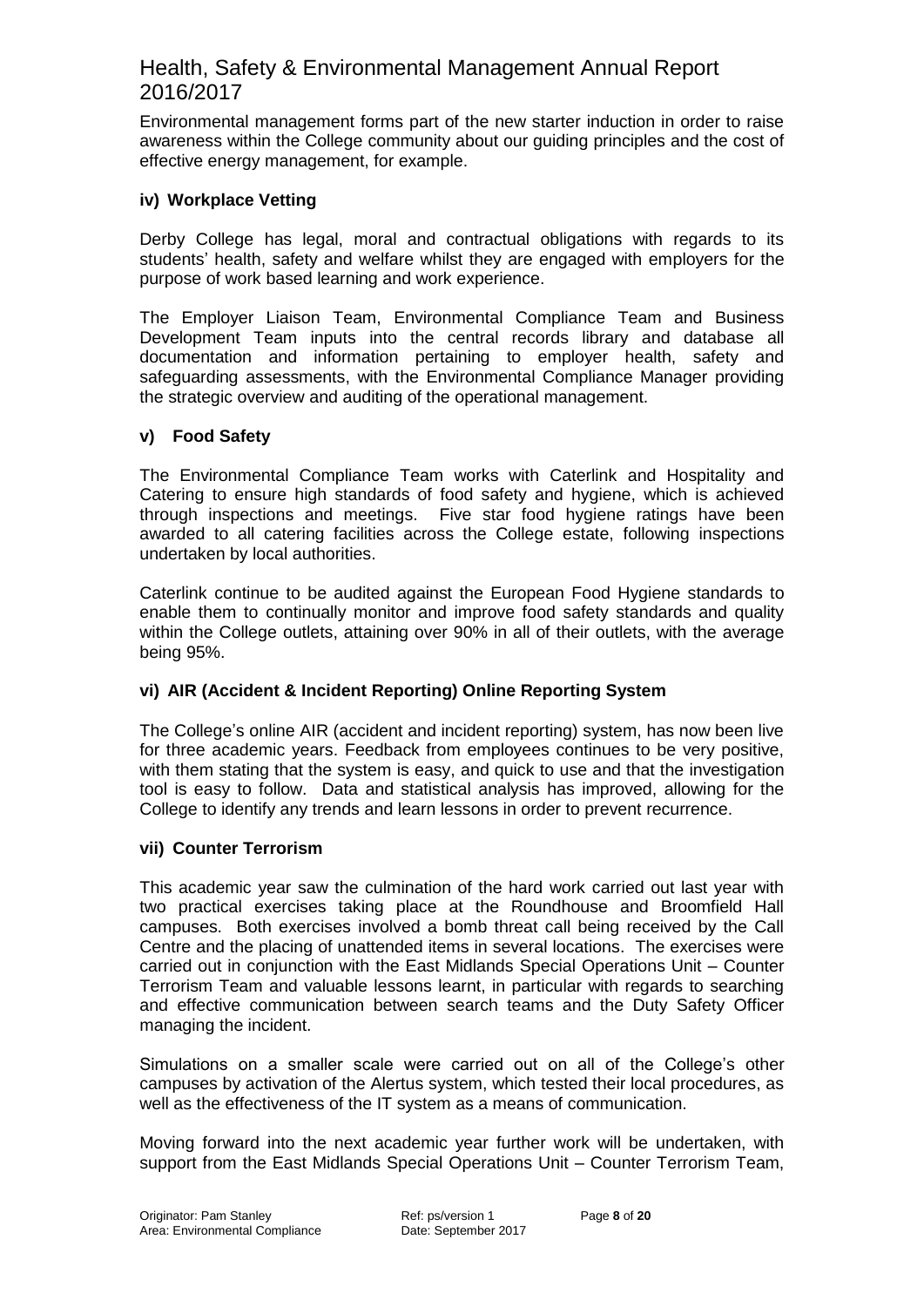Environmental management forms part of the new starter induction in order to raise awareness within the College community about our guiding principles and the cost of effective energy management, for example.

### iv) Workplace Vetting

Derby College has legal, moral and contractual obligations with regards to its students' health, safety and welfare whilst they are engaged with employers for the purpose of work based learning and work experience.

The Employer Liaison Team, Environmental Compliance Team and Business Development Team inputs into the central records library and database all documentation and information pertaining to employer health, safety and safeguarding assessments, with the Environmental Compliance Manager providing the strategic overview and auditing of the operational management.

### v) Food Safety

The Environmental Compliance Team works with Caterlink and Hospitality and Catering to ensure high standards of food safety and hygiene, which is achieved through inspections and meetings. Five star food hygiene ratings have been awarded to all catering facilities across the College estate, following inspections undertaken by local authorities.

Caterlink continue to be audited against the European Food Hygiene standards to enable them to continually monitor and improve food safety standards and quality within the College outlets, attaining over 90% in all of their outlets, with the average being 95%.

### vi) AIR (Accident & Incident Reporting) Online Reporting System

The College's online AIR (accident and incident reporting) system, has now been live for three academic years. Feedback from employees continues to be very positive, with them stating that the system is easy, and quick to use and that the investigation tool is easy to follow. Data and statistical analysis has improved, allowing for the College to identify any trends and learn lessons in order to prevent recurrence.

### vii) Counter Terrorism

This academic year saw the culmination of the hard work carried out last year with two practical exercises taking place at the Roundhouse and Broomfield Hall campuses. Both exercises involved a bomb threat call being received by the Call Centre and the placing of unattended items in several locations. The exercises were carried out in conjunction with the East Midlands Special Operations Unit – Counter Terrorism Team and valuable lessons learnt, in particular with regards to searching and effective communication between search teams and the Duty Safety Officer managing the incident.

Simulations on a smaller scale were carried out on all of the College's other campuses by activation of the Alertus system, which tested their local procedures, as well as the effectiveness of the IT system as a means of communication.

Moving forward into the next academic year further work will be undertaken, with support from the East Midlands Special Operations Unit – Counter Terrorism Team,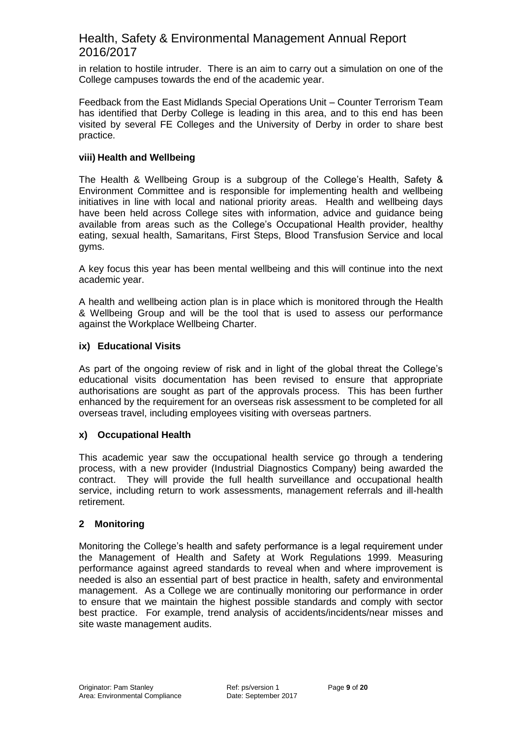in relation to hostile intruder. There is an aim to carry out a simulation on one of the College campuses towards the end of the academic year.

Feedback from the East Midlands Special Operations Unit – Counter Terrorism Team has identified that Derby College is leading in this area, and to this end has been visited by several FE Colleges and the University of Derby in order to share best practice.

### viii) Health and Wellbeing

The Health & Wellbeing Group is a subgroup of the College's Health, Safety & Environment Committee and is responsible for implementing health and wellbeing initiatives in line with local and national priority areas. Health and wellbeing days have been held across College sites with information, advice and guidance being available from areas such as the College's Occupational Health provider, healthy eating, sexual health, Samaritans, First Steps, Blood Transfusion Service and local gyms.

A key focus this year has been mental wellbeing and this will continue into the next academic year.

A health and wellbeing action plan is in place which is monitored through the Health & Wellbeing Group and will be the tool that is used to assess our performance against the Workplace Wellbeing Charter.

### ix) Educational Visits

As part of the ongoing review of risk and in light of the global threat the College's educational visits documentation has been revised to ensure that appropriate authorisations are sought as part of the approvals process. This has been further enhanced by the requirement for an overseas risk assessment to be completed for all overseas travel, including employees visiting with overseas partners.

### x) Occupational Health

This academic year saw the occupational health service go through a tendering process, with a new provider (Industrial Diagnostics Company) being awarded the contract. They will provide the full health surveillance and occupational health service, including return to work assessments, management referrals and ill-health retirement.

## 2 Monitoring

Monitoring the College's health and safety performance is a legal requirement under the Management of Health and Safety at Work Regulations 1999. Measuring performance against agreed standards to reveal when and where improvement is needed is also an essential part of best practice in health, safety and environmental management. As a College we are continually monitoring our performance in order to ensure that we maintain the highest possible standards and comply with sector best practice. For example, trend analysis of accidents/incidents/near misses and site waste management audits.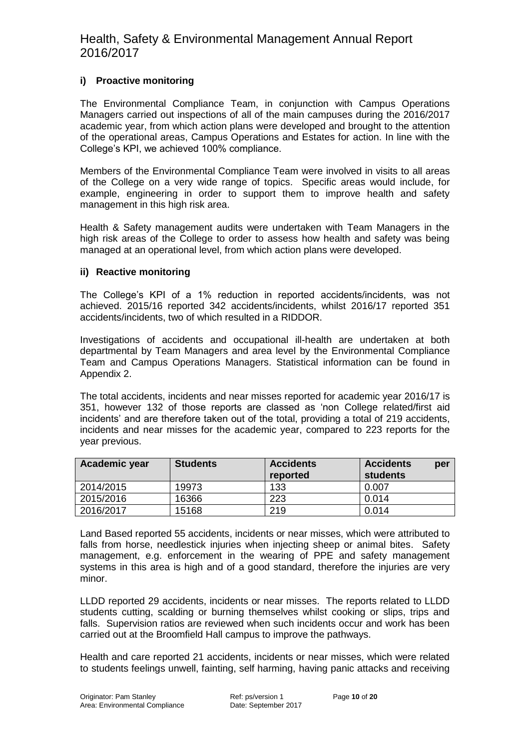### i) Proactive monitoring

The Environmental Compliance Team, in conjunction with Campus Operations Managers carried out inspections of all of the main campuses during the 2016/2017 academic year, from which action plans were developed and brought to the attention of the operational areas, Campus Operations and Estates for action. In line with the College's KPI, we achieved 100% compliance.

Members of the Environmental Compliance Team were involved in visits to all areas of the College on a very wide range of topics. Specific areas would include, for example, engineering in order to support them to improve health and safety management in this high risk area.

Health & Safety management audits were undertaken with Team Managers in the high risk areas of the College to order to assess how health and safety was being managed at an operational level, from which action plans were developed.

### ii) Reactive monitoring

The College's KPI of a 1% reduction in reported accidents/incidents, was not achieved. 2015/16 reported 342 accidents/incidents, whilst 2016/17 reported 351 accidents/incidents, two of which resulted in a RIDDOR.

Investigations of accidents and occupational ill-health are undertaken at both departmental by Team Managers and area level by the Environmental Compliance Team and Campus Operations Managers. Statistical information can be found in Appendix 2.

The total accidents, incidents and near misses reported for academic year 2016/17 is 351, however 132 of those reports are classed as 'non College related/first aid incidents' and are therefore taken out of the total, providing a total of 219 accidents, incidents and near misses for the academic year, compared to 223 reports for the year previous.

| Academic year | Students | Accidents reported | Accidents per students |
|---|---|---|---|
| 2014/2015 | 19973 | 133 | 0.007 |
| 2015/2016 | 16366 | 223 | 0.014 |
| 2016/2017 | 15168 | 219 | 0.014 |

Land Based reported 55 accidents, incidents or near misses, which were attributed to falls from horse, needlestick injuries when injecting sheep or animal bites. Safety management, e.g. enforcement in the wearing of PPE and safety management systems in this area is high and of a good standard, therefore the injuries are very minor.

LLDD reported 29 accidents, incidents or near misses. The reports related to LLDD students cutting, scalding or burning themselves whilst cooking or slips, trips and falls. Supervision ratios are reviewed when such incidents occur and work has been carried out at the Broomfield Hall campus to improve the pathways.

Health and care reported 21 accidents, incidents or near misses, which were related to students feelings unwell, fainting, self harming, having panic attacks and receiving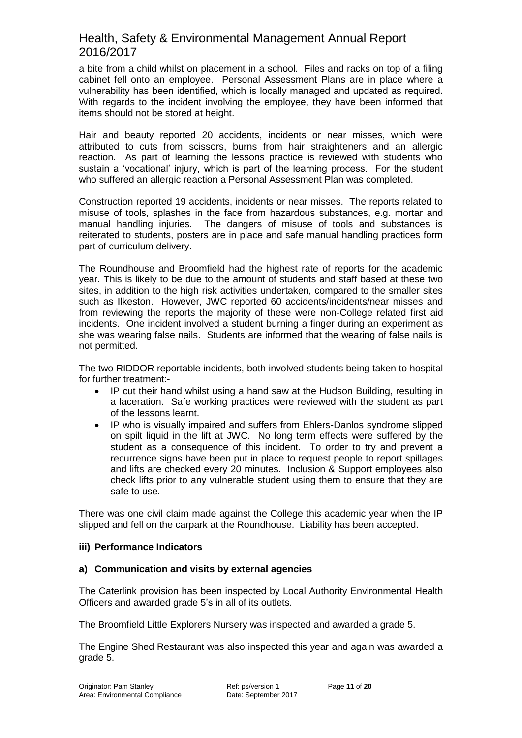a bite from a child whilst on placement in a school. Files and racks on top of a filing cabinet fell onto an employee. Personal Assessment Plans are in place where a vulnerability has been identified, which is locally managed and updated as required. With regards to the incident involving the employee, they have been informed that items should not be stored at height.

Hair and beauty reported 20 accidents, incidents or near misses, which were attributed to cuts from scissors, burns from hair straighteners and an allergic reaction. As part of learning the lessons practice is reviewed with students who sustain a 'vocational' injury, which is part of the learning process. For the student who suffered an allergic reaction a Personal Assessment Plan was completed.

Construction reported 19 accidents, incidents or near misses. The reports related to misuse of tools, splashes in the face from hazardous substances, e.g. mortar and manual handling injuries. The dangers of misuse of tools and substances is reiterated to students, posters are in place and safe manual handling practices form part of curriculum delivery.

The Roundhouse and Broomfield had the highest rate of reports for the academic year. This is likely to be due to the amount of students and staff based at these two sites, in addition to the high risk activities undertaken, compared to the smaller sites such as Ilkeston. However, JWC reported 60 accidents/incidents/near misses and from reviewing the reports the majority of these were non-College related first aid incidents. One incident involved a student burning a finger during an experiment as she was wearing false nails. Students are informed that the wearing of false nails is not permitted.

The two RIDDOR reportable incidents, both involved students being taken to hospital for further treatment:-

- IP cut their hand whilst using a hand saw at the Hudson Building, resulting in a laceration. Safe working practices were reviewed with the student as part of the lessons learnt.
- IP who is visually impaired and suffers from Ehlers-Danlos syndrome slipped on spilt liquid in the lift at JWC. No long term effects were suffered by the student as a consequence of this incident. To order to try and prevent a recurrence signs have been put in place to request people to report spillages and lifts are checked every 20 minutes. Inclusion & Support employees also check lifts prior to any vulnerable student using them to ensure that they are safe to use.

There was one civil claim made against the College this academic year when the IP slipped and fell on the carpark at the Roundhouse. Liability has been accepted.

### iii) Performance Indicators

#### a) Communication and visits by external agencies

The Caterlink provision has been inspected by Local Authority Environmental Health Officers and awarded grade 5's in all of its outlets.

The Broomfield Little Explorers Nursery was inspected and awarded a grade 5.

The Engine Shed Restaurant was also inspected this year and again was awarded a grade 5.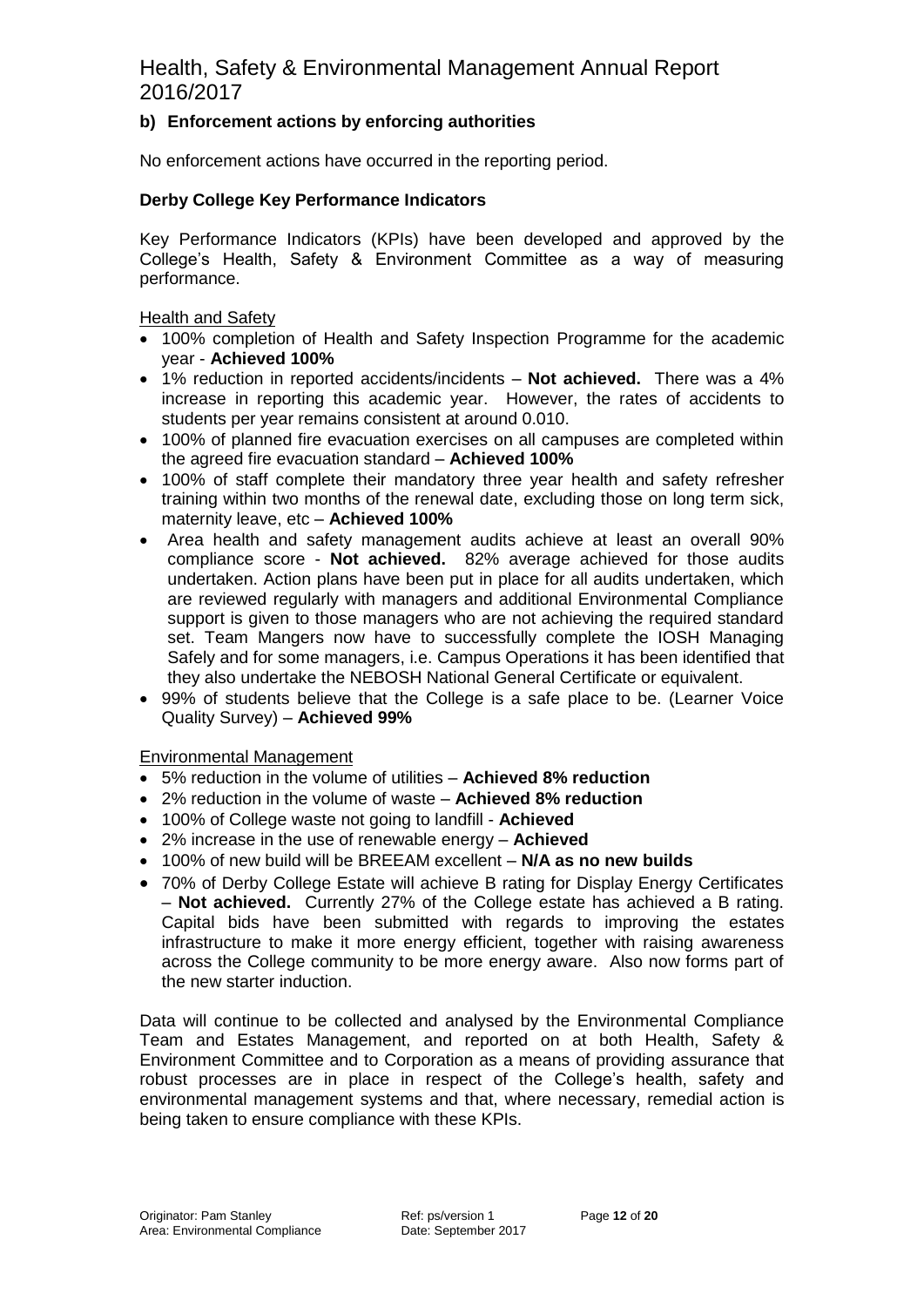## b) Enforcement actions by enforcing authorities

No enforcement actions have occurred in the reporting period.

### Derby College Key Performance Indicators

Key Performance Indicators (KPIs) have been developed and approved by the College's Health, Safety & Environment Committee as a way of measuring performance.

Health and Safety

- 100% completion of Health and Safety Inspection Programme for the academic year - **Achieved 100%**
- 1% reduction in reported accidents/incidents – **Not achieved.** There was a 4% increase in reporting this academic year. However, the rates of accidents to students per year remains consistent at around 0.010.
- 100% of planned fire evacuation exercises on all campuses are completed within the agreed fire evacuation standard – **Achieved 100%**
- 100% of staff complete their mandatory three year health and safety refresher training within two months of the renewal date, excluding those on long term sick, maternity leave, etc – **Achieved 100%**
- Area health and safety management audits achieve at least an overall 90% compliance score - **Not achieved.** 82% average achieved for those audits undertaken. Action plans have been put in place for all audits undertaken, which are reviewed regularly with managers and additional Environmental Compliance support is given to those managers who are not achieving the required standard set. Team Mangers now have to successfully complete the IOSH Managing Safely and for some managers, i.e. Campus Operations it has been identified that they also undertake the NEBOSH National General Certificate or equivalent.
- 99% of students believe that the College is a safe place to be. (Learner Voice Quality Survey) – **Achieved 99%**

Environmental Management

- 5% reduction in the volume of utilities – **Achieved 8% reduction**
- 2% reduction in the volume of waste – **Achieved 8% reduction**
- 100% of College waste not going to landfill - **Achieved**
- 2% increase in the use of renewable energy – **Achieved**
- 100% of new build will be BREEAM excellent – **N/A as no new builds**
- 70% of Derby College Estate will achieve B rating for Display Energy Certificates – **Not achieved.** Currently 27% of the College estate has achieved a B rating. Capital bids have been submitted with regards to improving the estates infrastructure to make it more energy efficient, together with raising awareness across the College community to be more energy aware. Also now forms part of the new starter induction.

Data will continue to be collected and analysed by the Environmental Compliance Team and Estates Management, and reported on at both Health, Safety & Environment Committee and to Corporation as a means of providing assurance that robust processes are in place in respect of the College's health, safety and environmental management systems and that, where necessary, remedial action is being taken to ensure compliance with these KPIs.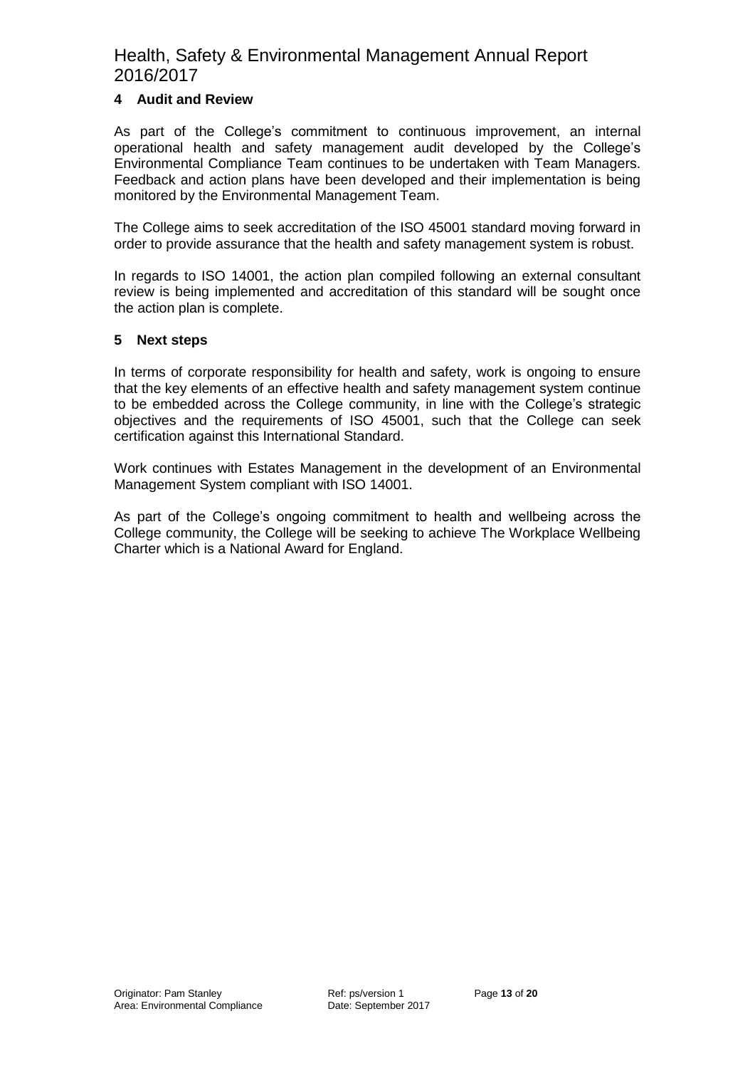## 4 Audit and Review

As part of the College's commitment to continuous improvement, an internal operational health and safety management audit developed by the College's Environmental Compliance Team continues to be undertaken with Team Managers. Feedback and action plans have been developed and their implementation is being monitored by the Environmental Management Team.

The College aims to seek accreditation of the ISO 45001 standard moving forward in order to provide assurance that the health and safety management system is robust.

In regards to ISO 14001, the action plan compiled following an external consultant review is being implemented and accreditation of this standard will be sought once the action plan is complete.

## 5 Next steps

In terms of corporate responsibility for health and safety, work is ongoing to ensure that the key elements of an effective health and safety management system continue to be embedded across the College community, in line with the College's strategic objectives and the requirements of ISO 45001, such that the College can seek certification against this International Standard.

Work continues with Estates Management in the development of an Environmental Management System compliant with ISO 14001.

As part of the College's ongoing commitment to health and wellbeing across the College community, the College will be seeking to achieve The Workplace Wellbeing Charter which is a National Award for England.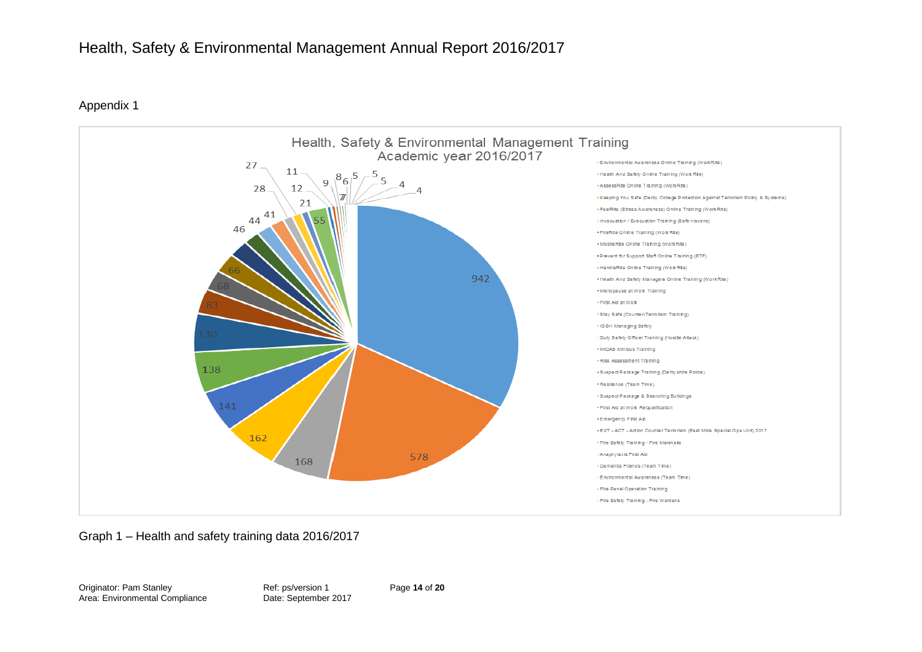Appendix 1

Health, Safety & Environmental Management Training
Academic year 2016/2017

942
578
168
162
141
138
130
83
68
66
46
44
41
28
27
12
11
21
55
9
8
6
7
7
5
5
5
4
4

- Environmental Awareness Online Training (WorkRite)
- Health And Safety Online Training (WorkRite)
- AssessRite Online Training (WorkRite)
- Keeping You Safe (Derby College Protection against Terrorism Policy & Systems)
- FeelRite (Stress Awareness) Online Training (WorkRite)
- Invacuation / Evacuation Training (Safe-Havens)
- FireRite Online Training (WorkRite)
- MobileRite Online Training (WorkRite)
- Prevent for Support Staff Online Training (ETF)
- HandleRite Online Training (WorkRite)
- Health And Safety Managers Online Training (WorkRite)
- Menopause at Work Training
- First Aid at Work
- Stay Safe (Counter-Terrorism Training)
- IOSH Managing Safely
- Duty Safety Officer Training (Hostile Attack)
- MIDAS Minibus Training
- Risk Assessment Training
- Suspect Package Training (Derbyshire Police)
- Resilience (Team Time)
- Suspect Package & Searching Buildings
- First Aid at Work Requalification
- Emergency First Aid
- EXT - ACT - Action Counter Terrorism (East Mids Special Ops Unit) 2017
- Fire Safety Training - Fire Marshalls
- Anaphylaxis First Aid
- Dementia Friends (Team Time)
- Environmental Awareness (Team Time)
- Fire Panel Operation Training
- Fire Safety Training - Fire Wardens

Graph 1 – Health and safety training data 2016/2017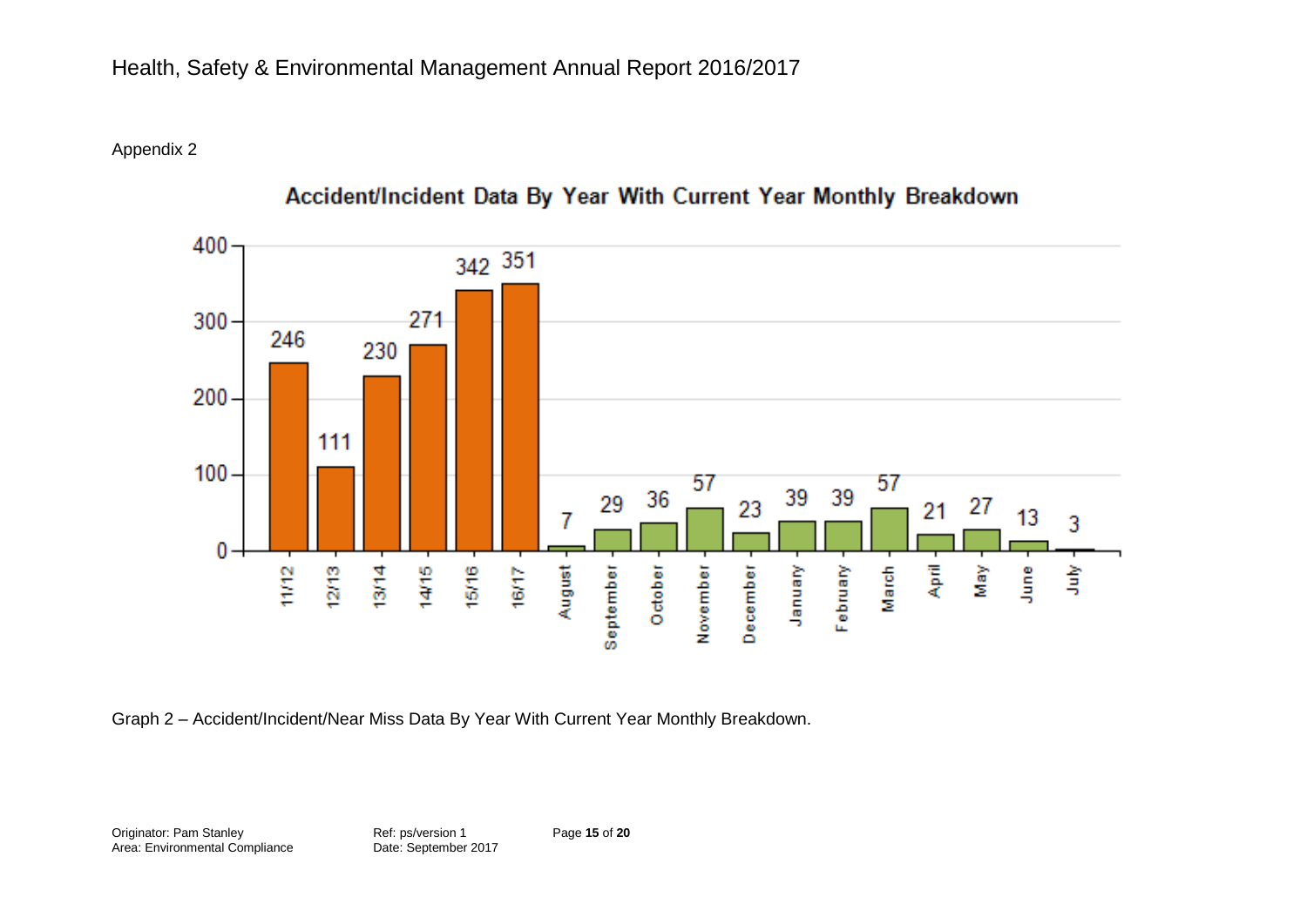Appendix 2

Accident/Incident Data By Year With Current Year Monthly Breakdown

400
300
200
100
0

246
111
230
271
342
351
7
29
36
57
23
39
39
57
21
27
13
3

11/12
12/13
13/14
14/15
15/16
16/17
August
September
October
November
December
January
February
March
April
May
June
July

Graph 2 – Accident/Incident/Near Miss Data By Year With Current Year Monthly Breakdown.

Originator: Pam Stanley
Area: Environmental Compliance

Ref: ps/version 1
Date: September 2017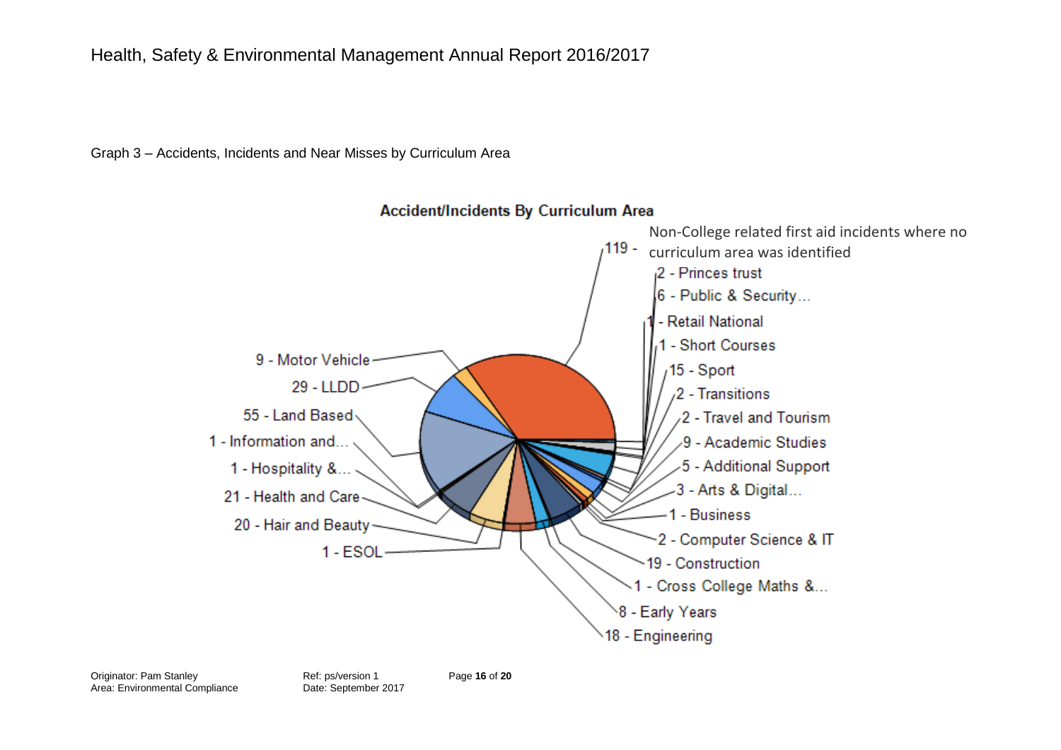Graph 3 – Accidents, Incidents and Near Misses by Curriculum Area

**Accident/Incidents By Curriculum Area**

119 - Non-College related first aid incidents where no curriculum area was identified
2 - Princes trust
6 - Public & Security...
1 - Retail National
1 - Short Courses
15 - Sport
2 - Transitions
2 - Travel and Tourism
9 - Academic Studies
5 - Additional Support
3 - Arts & Digital...
1 - Business
2 - Computer Science & IT
19 - Construction
1 - Cross College Maths &...
8 - Early Years
18 - Engineering
1 - ESOL
20 - Hair and Beauty
21 - Health and Care
1 - Hospitality &...
1 - Information and...
55 - Land Based
29 - LLDD
9 - Motor Vehicle

Originator: Pam Stanley
Area: Environmental Compliance

Ref: ps/version 1
Date: September 2017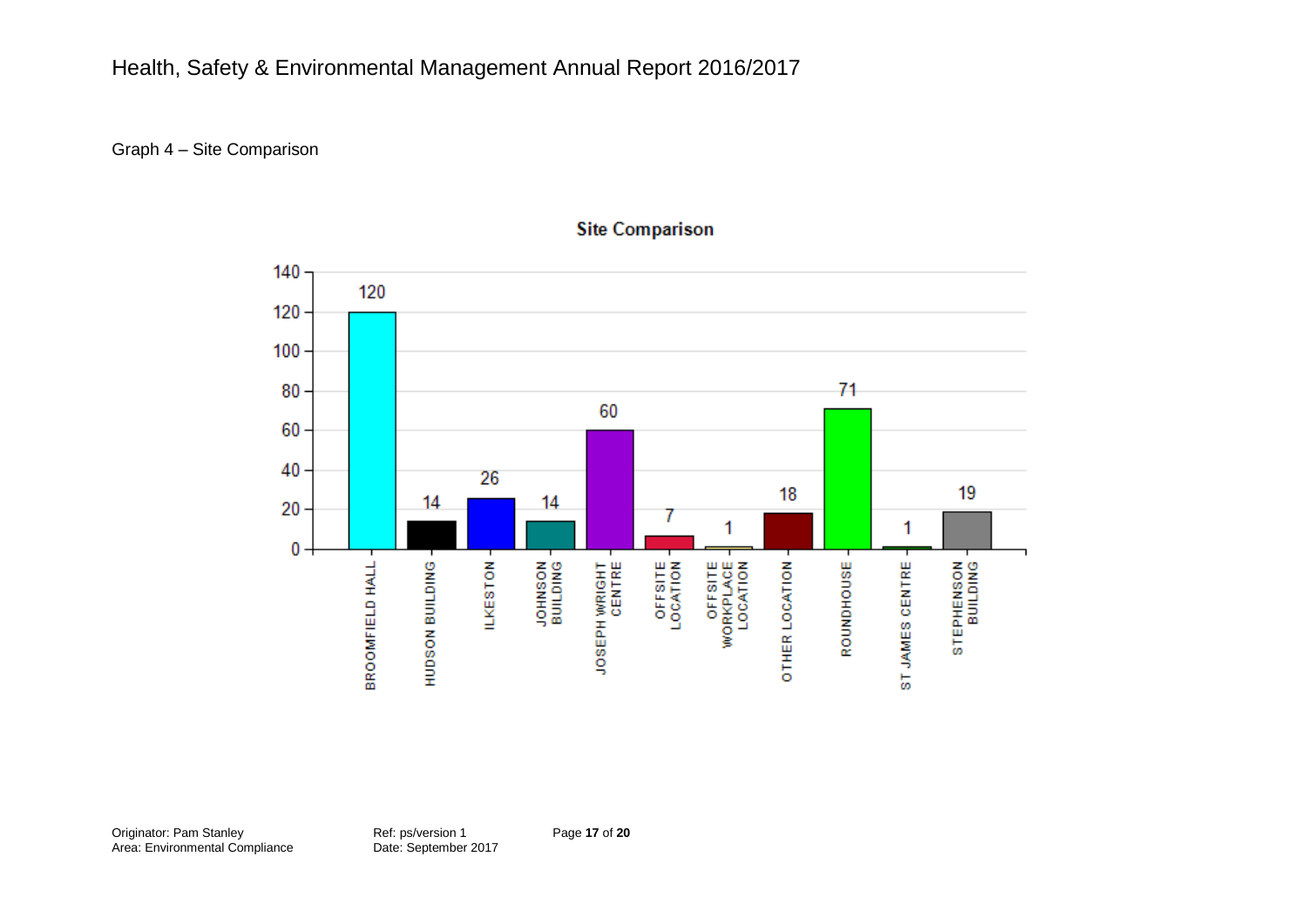Health, Safety & Environmental Management Annual Report 2016/2017

Graph 4 – Site Comparison

Site Comparison

140
120
100
80
60
40
20
0

120
14
26
14
60
7
1
18
71
1
19

BROOMFIELD HALL
HUDSON BUILDING
ILKESTON
JOHNSON BUILDING
JOSEPH WRIGHT CENTRE
OFFSITE LOCATION
OFFSITE WORKPLACE LOCATION
OTHER LOCATION
ROUNDHOUSE
ST JAMES CENTRE
STEPHENSON BUILDING

Originator: Pam Stanley
Area: Environmental Compliance

Ref: ps/version 1
Date: September 2017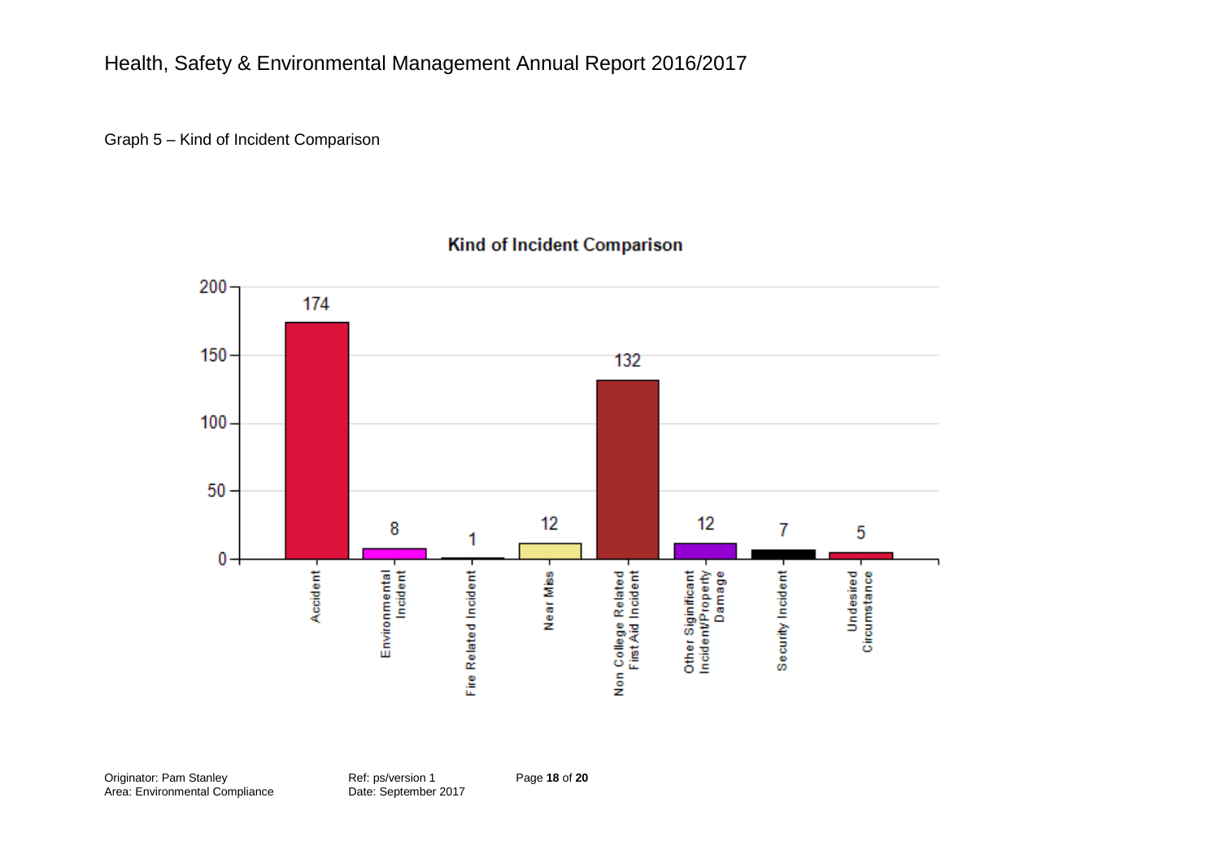Graph 5 – Kind of Incident Comparison

Kind of Incident Comparison

200
150
100
50
0

174
8
1
12
132
12
7
5

Accident
Environmental Incident
Fire Related Incident
Near Miss
Non College Related First Aid Incident
Other Significant Incident/Property Damage
Security Incident
Undesired Circumstance

Originator: Pam Stanley
Area: Environmental Compliance
Ref: ps/version 1
Date: September 2017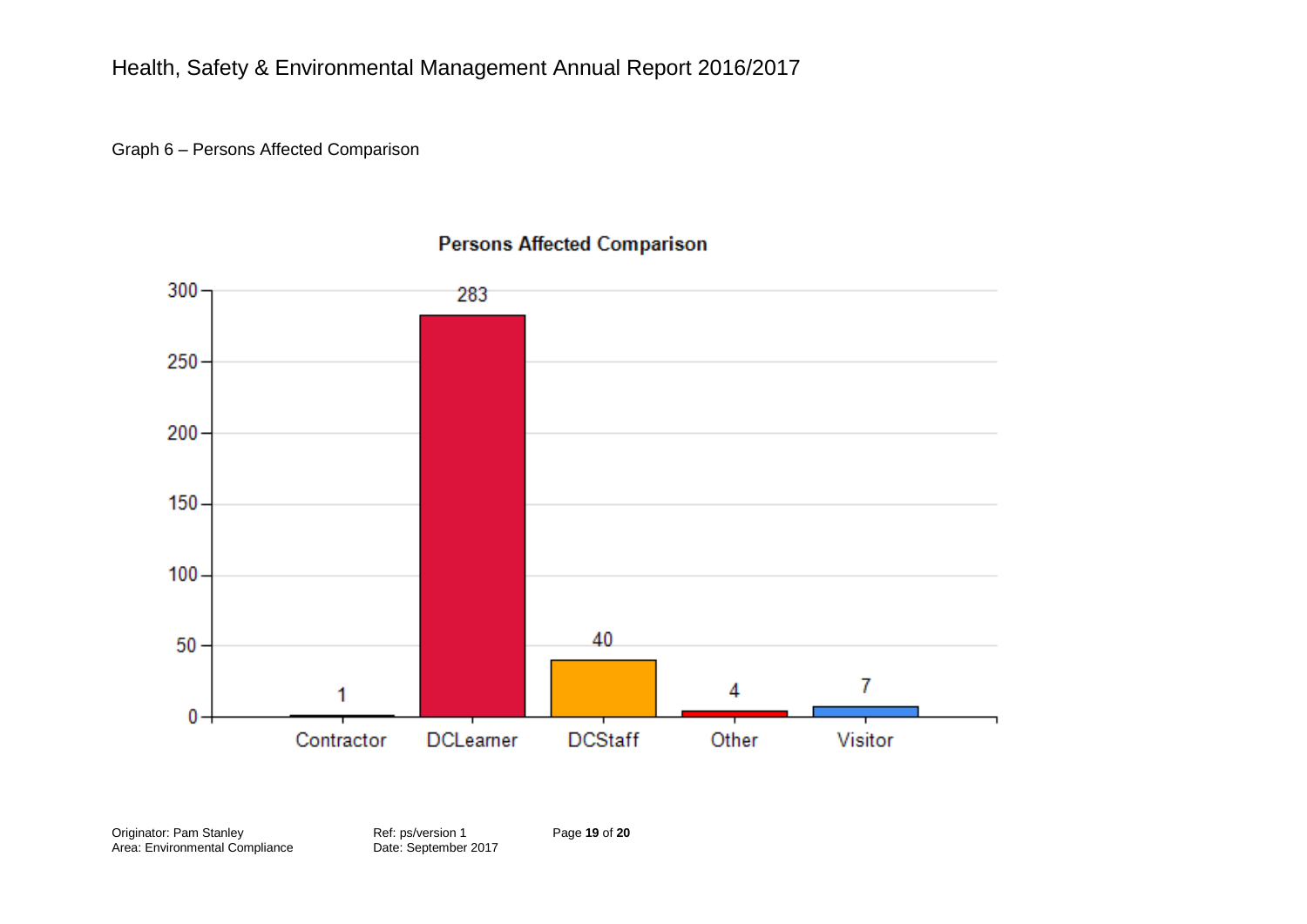Graph 6 – Persons Affected Comparison

Persons Affected Comparison

300
250
200
150
100
50
0

283
40
1
4
7

Contractor
DCLearner
DCStaff
Other
Visitor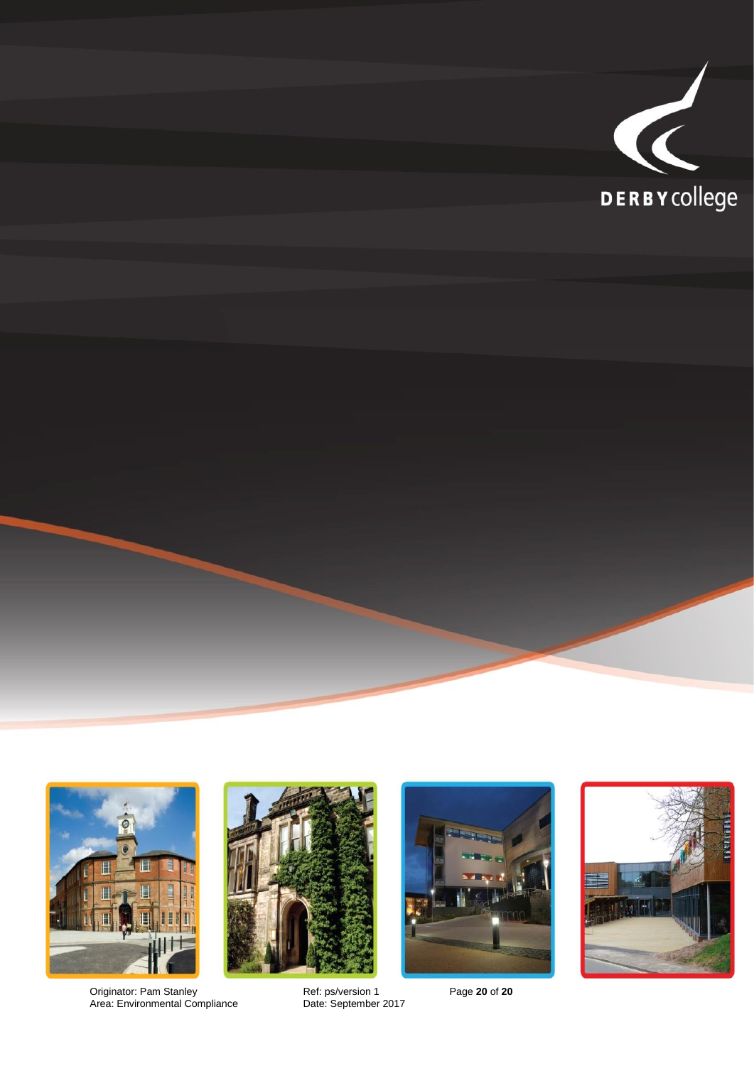DERBY college